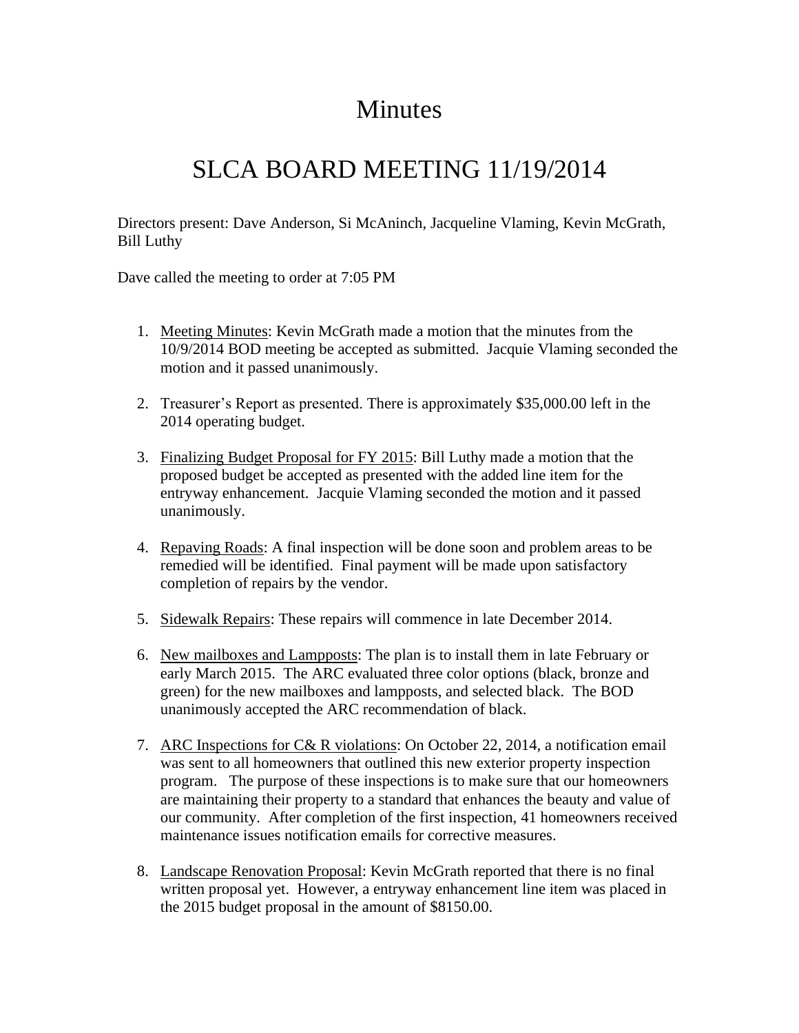# Minutes

## SLCA BOARD MEETING 11/19/2014

Directors present: Dave Anderson, Si McAninch, Jacqueline Vlaming, Kevin McGrath, Bill Luthy

Dave called the meeting to order at 7:05 PM

1. Meeting Minutes: Kevin McGrath made a motion that the minutes from the 10/9/2014 BOD meeting be accepted as submitted. Jacquie Vlaming seconded the motion and it passed unanimously.

2. Treasurer's Report as presented. There is approximately $35,000.00 left in the 2014 operating budget.

3. Finalizing Budget Proposal for FY 2015: Bill Luthy made a motion that the proposed budget be accepted as presented with the added line item for the entryway enhancement. Jacquie Vlaming seconded the motion and it passed unanimously.

4. Repaving Roads: A final inspection will be done soon and problem areas to be remedied will be identified. Final payment will be made upon satisfactory completion of repairs by the vendor.

5. Sidewalk Repairs: These repairs will commence in late December 2014.

6. New mailboxes and Lampposts: The plan is to install them in late February or early March 2015. The ARC evaluated three color options (black, bronze and green) for the new mailboxes and lampposts, and selected black. The BOD unanimously accepted the ARC recommendation of black.

7. ARC Inspections for C& R violations: On October 22, 2014, a notification email was sent to all homeowners that outlined this new exterior property inspection program. The purpose of these inspections is to make sure that our homeowners are maintaining their property to a standard that enhances the beauty and value of our community. After completion of the first inspection, 41 homeowners received maintenance issues notification emails for corrective measures.

8. Landscape Renovation Proposal: Kevin McGrath reported that there is no final written proposal yet. However, a entryway enhancement line item was placed in the 2015 budget proposal in the amount of $8150.00.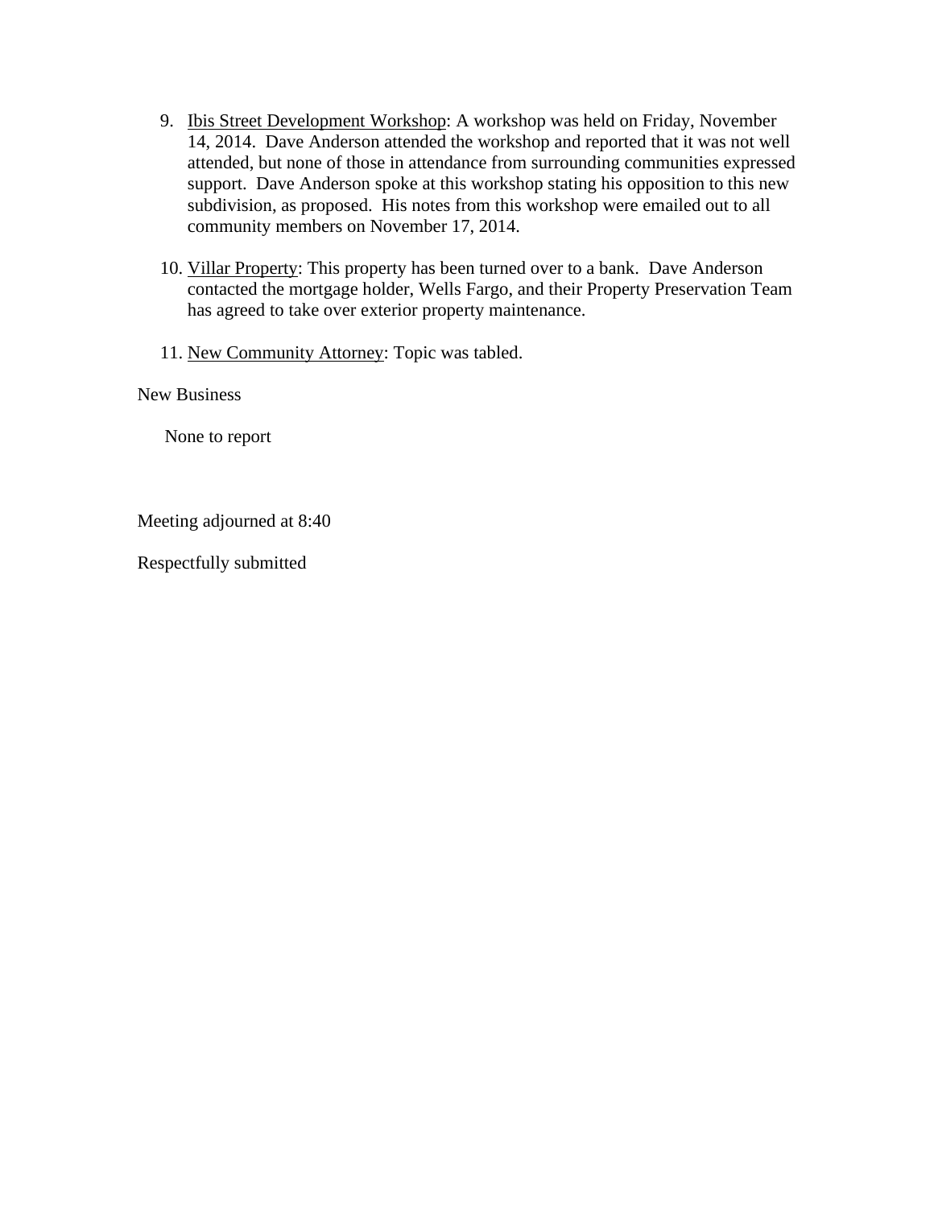9. Ibis Street Development Workshop: A workshop was held on Friday, November 14, 2014. Dave Anderson attended the workshop and reported that it was not well attended, but none of those in attendance from surrounding communities expressed support. Dave Anderson spoke at this workshop stating his opposition to this new subdivision, as proposed. His notes from this workshop were emailed out to all community members on November 17, 2014.

10. Villar Property: This property has been turned over to a bank. Dave Anderson contacted the mortgage holder, Wells Fargo, and their Property Preservation Team has agreed to take over exterior property maintenance.

11. New Community Attorney: Topic was tabled.

New Business

None to report

Meeting adjourned at 8:40

Respectfully submitted